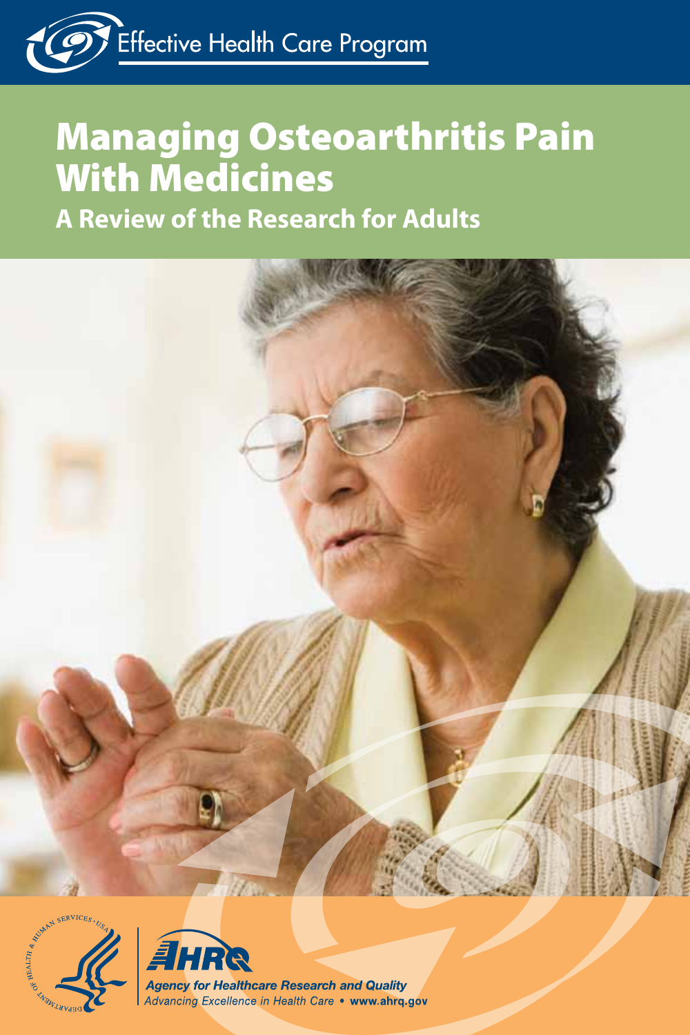Effective Health Care Program

# Managing Osteoarthritis Pain With Medicines

## A Review of the Research for Adults

**Agency for Healthcare Research and Quality**
*Advancing Excellence in Health Care* • **www.ahrq.gov**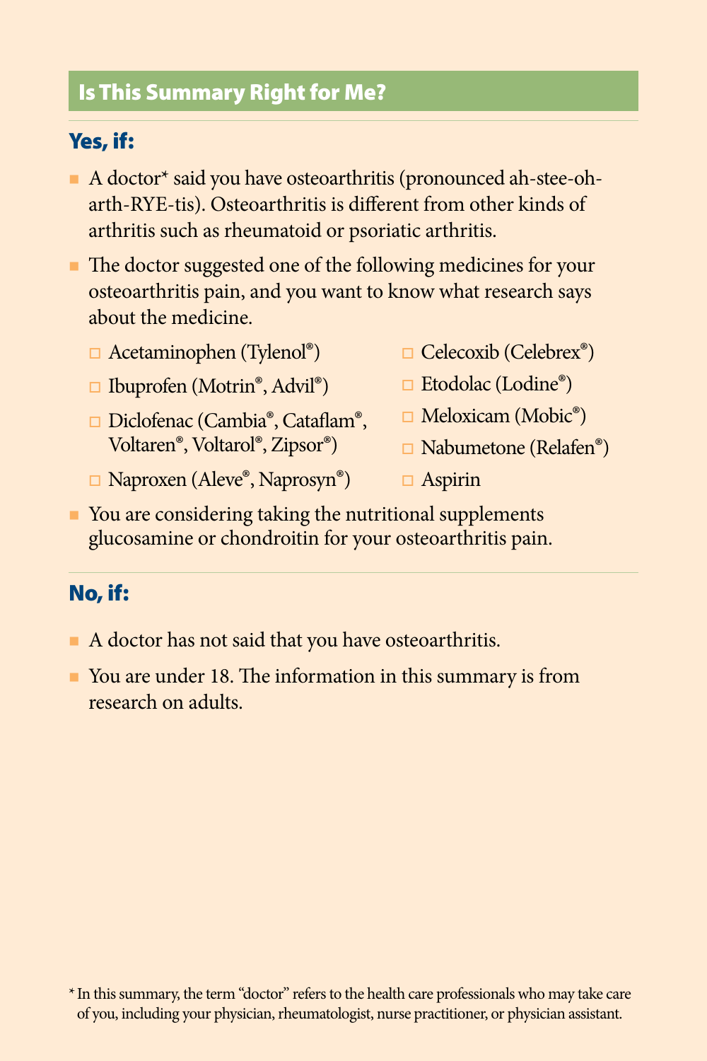## Is This Summary Right for Me?

### Yes, if:

- A doctor* said you have osteoarthritis (pronounced ah-stee-oh-arth-RYE-tis). Osteoarthritis is different from other kinds of arthritis such as rheumatoid or psoriatic arthritis.
- The doctor suggested one of the following medicines for your osteoarthritis pain, and you want to know what research says about the medicine.
  - ☐ Acetaminophen (Tylenol®)
  - ☐ Ibuprofen (Motrin®, Advil®)
  - ☐ Diclofenac (Cambia®, Cataflam®, Voltaren®, Voltarol®, Zipsor®)
  - ☐ Naproxen (Aleve®, Naprosyn®)
  - ☐ Celecoxib (Celebrex®)
  - ☐ Etodolac (Lodine®)
  - ☐ Meloxicam (Mobic®)
  - ☐ Nabumetone (Relafen®)
  - ☐ Aspirin
- You are considering taking the nutritional supplements glucosamine or chondroitin for your osteoarthritis pain.

### No, if:

- A doctor has not said that you have osteoarthritis.
- You are under 18. The information in this summary is from research on adults.

\* In this summary, the term "doctor" refers to the health care professionals who may take care of you, including your physician, rheumatologist, nurse practitioner, or physician assistant.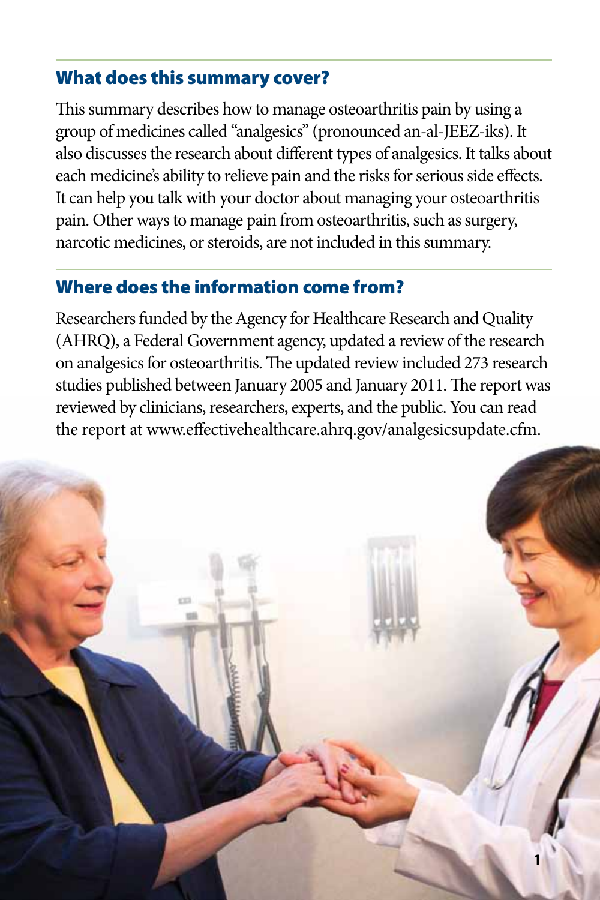## What does this summary cover?

This summary describes how to manage osteoarthritis pain by using a group of medicines called "analgesics" (pronounced an-al-JEEZ-iks). It also discusses the research about different types of analgesics. It talks about each medicine's ability to relieve pain and the risks for serious side effects. It can help you talk with your doctor about managing your osteoarthritis pain. Other ways to manage pain from osteoarthritis, such as surgery, narcotic medicines, or steroids, are not included in this summary.

## Where does the information come from?

Researchers funded by the Agency for Healthcare Research and Quality (AHRQ), a Federal Government agency, updated a review of the research on analgesics for osteoarthritis. The updated review included 273 research studies published between January 2005 and January 2011. The report was reviewed by clinicians, researchers, experts, and the public. You can read the report at www.effectivehealthcare.ahrq.gov/analgesicsupdate.cfm.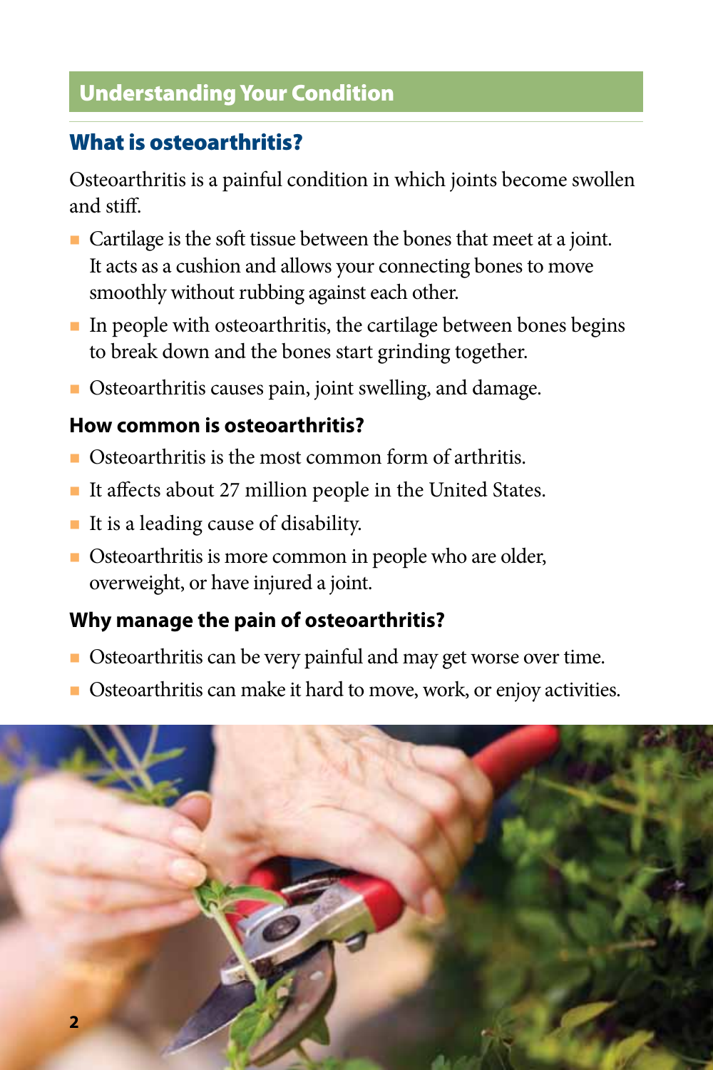## Understanding Your Condition

### What is osteoarthritis?

Osteoarthritis is a painful condition in which joints become swollen and stiff.

- Cartilage is the soft tissue between the bones that meet at a joint. It acts as a cushion and allows your connecting bones to move smoothly without rubbing against each other.
- In people with osteoarthritis, the cartilage between bones begins to break down and the bones start grinding together.
- Osteoarthritis causes pain, joint swelling, and damage.

#### How common is osteoarthritis?

- Osteoarthritis is the most common form of arthritis.
- It affects about 27 million people in the United States.
- It is a leading cause of disability.
- Osteoarthritis is more common in people who are older, overweight, or have injured a joint.

#### Why manage the pain of osteoarthritis?

- Osteoarthritis can be very painful and may get worse over time.
- Osteoarthritis can make it hard to move, work, or enjoy activities.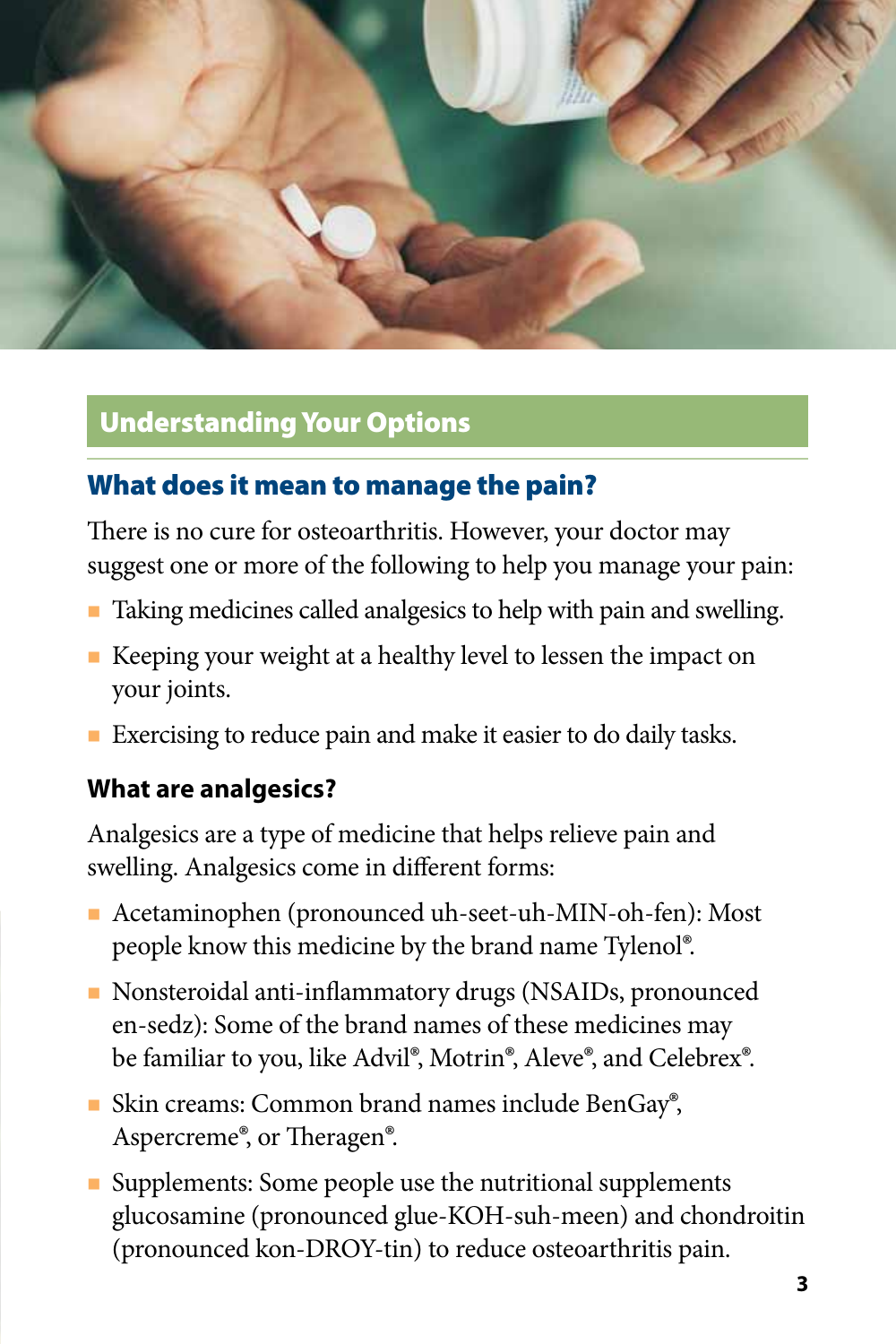## Understanding Your Options

### What does it mean to manage the pain?

There is no cure for osteoarthritis. However, your doctor may suggest one or more of the following to help you manage your pain:

- Taking medicines called analgesics to help with pain and swelling.
- Keeping your weight at a healthy level to lessen the impact on your joints.
- Exercising to reduce pain and make it easier to do daily tasks.

#### What are analgesics?

Analgesics are a type of medicine that helps relieve pain and swelling. Analgesics come in different forms:

- Acetaminophen (pronounced uh-seet-uh-MIN-oh-fen): Most people know this medicine by the brand name Tylenol®.
- Nonsteroidal anti-inflammatory drugs (NSAIDs, pronounced en-sedz): Some of the brand names of these medicines may be familiar to you, like Advil®, Motrin®, Aleve®, and Celebrex®.
- Skin creams: Common brand names include BenGay®, Aspercreme®, or Theragen®.
- Supplements: Some people use the nutritional supplements glucosamine (pronounced glue-KOH-suh-meen) and chondroitin (pronounced kon-DROY-tin) to reduce osteoarthritis pain.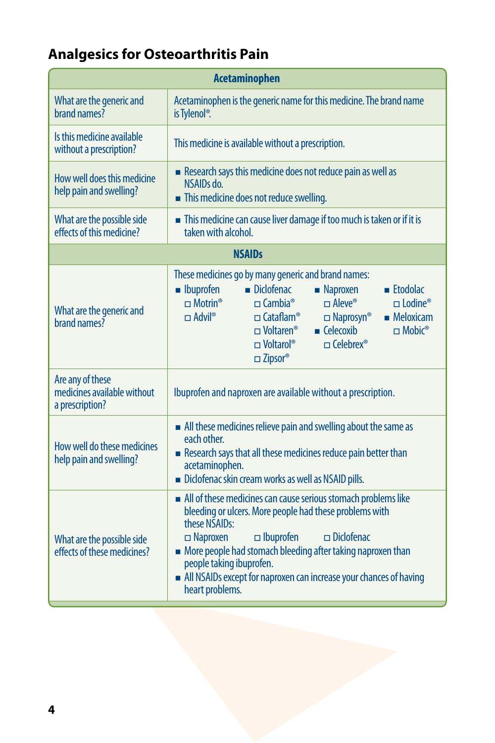## Analgesics for Osteoarthritis Pain

| Acetaminophen | |
|---|---|
| What are the generic and brand names? | Acetaminophen is the generic name for this medicine. The brand name is Tylenol®. |
| Is this medicine available without a prescription? | This medicine is available without a prescription. |
| How well does this medicine help pain and swelling? | ■ Research says this medicine does not reduce pain as well as NSAIDs do.<br>■ This medicine does not reduce swelling. |
| What are the possible side effects of this medicine? | ■ This medicine can cause liver damage if too much is taken or if it is taken with alcohol. |
| **NSAIDs** | |
| What are the generic and brand names? | These medicines go by many generic and brand names:<br>■ Ibuprofen<br>□ Motrin®<br>□ Advil®<br>■ Diclofenac<br>□ Cambia®<br>□ Cataflam®<br>□ Voltaren®<br>□ Voltarol®<br>□ Zipsor®<br>■ Naproxen<br>□ Aleve®<br>□ Naprosyn®<br>■ Celecoxib<br>□ Celebrex®<br>■ Etodolac<br>□ Lodine®<br>■ Meloxicam<br>□ Mobic® |
| Are any of these medicines available without a prescription? | Ibuprofen and naproxen are available without a prescription. |
| How well do these medicines help pain and swelling? | ■ All these medicines relieve pain and swelling about the same as each other.<br>■ Research says that all these medicines reduce pain better than acetaminophen.<br>■ Diclofenac skin cream works as well as NSAID pills. |
| What are the possible side effects of these medicines? | ■ All of these medicines can cause serious stomach problems like bleeding or ulcers. More people had these problems with these NSAIDs:<br>□ Naproxen □ Ibuprofen □ Diclofenac<br>■ More people had stomach bleeding after taking naproxen than people taking ibuprofen.<br>■ All NSAIDs except for naproxen can increase your chances of having heart problems. |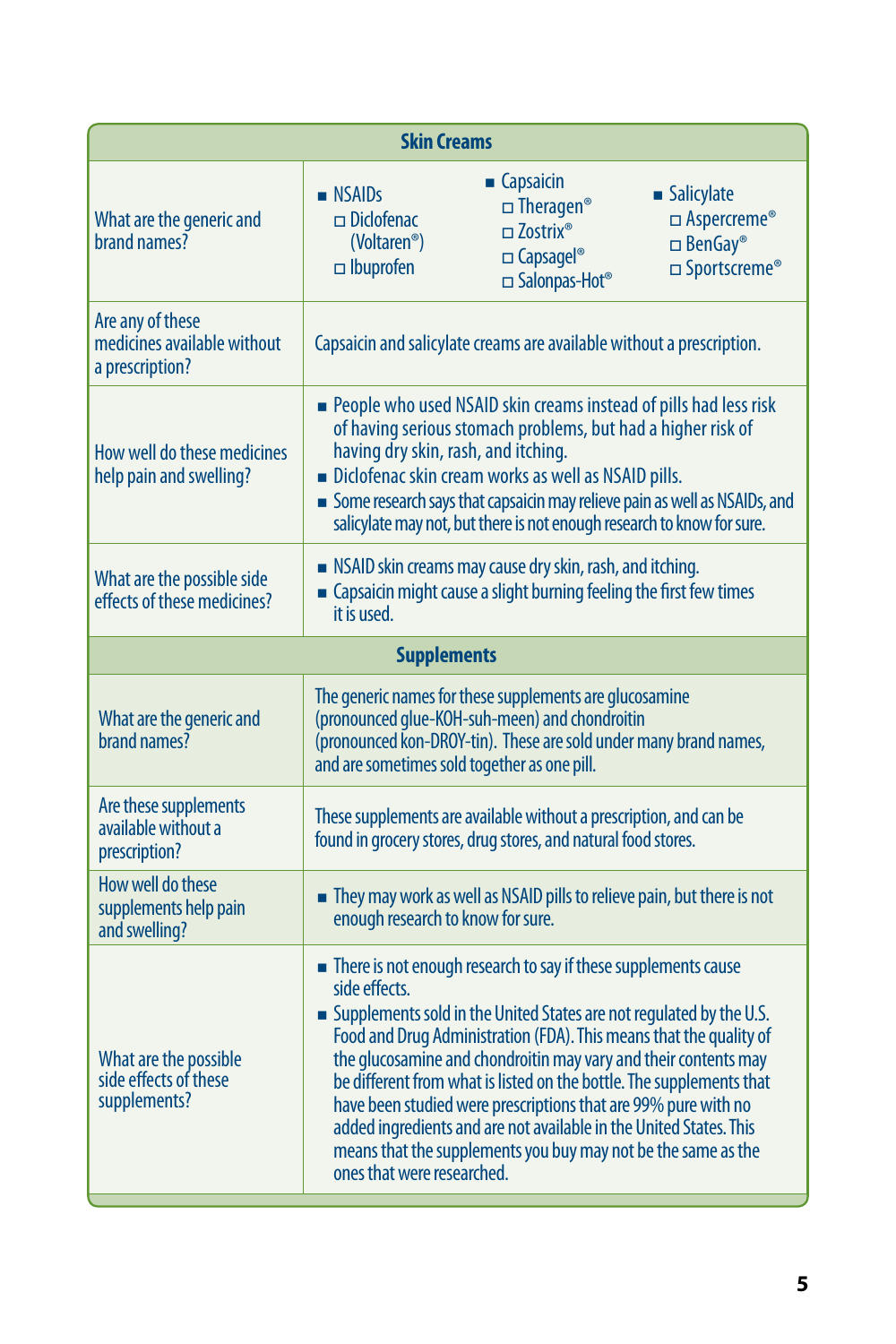| Skin Creams | |
|---|---|
| What are the generic and brand names? | ■ NSAIDs<br>□ Diclofenac (Voltaren®)<br>□ Ibuprofen<br>■ Capsaicin<br>□ Theragen®<br>□ Zostrix®<br>□ Capsagel®<br>□ Salonpas-Hot®<br>■ Salicylate<br>□ Aspercreme®<br>□ BenGay®<br>□ Sportscreme® |
| Are any of these medicines available without a prescription? | Capsaicin and salicylate creams are available without a prescription. |
| How well do these medicines help pain and swelling? | ■ People who used NSAID skin creams instead of pills had less risk of having serious stomach problems, but had a higher risk of having dry skin, rash, and itching.<br>■ Diclofenac skin cream works as well as NSAID pills.<br>■ Some research says that capsaicin may relieve pain as well as NSAIDs, and salicylate may not, but there is not enough research to know for sure. |
| What are the possible side effects of these medicines? | ■ NSAID skin creams may cause dry skin, rash, and itching.<br>■ Capsaicin might cause a slight burning feeling the first few times it is used. |
| **Supplements** | |
| What are the generic and brand names? | The generic names for these supplements are glucosamine (pronounced glue-KOH-suh-meen) and chondroitin (pronounced kon-DROY-tin). These are sold under many brand names, and are sometimes sold together as one pill. |
| Are these supplements available without a prescription? | These supplements are available without a prescription, and can be found in grocery stores, drug stores, and natural food stores. |
| How well do these supplements help pain and swelling? | ■ They may work as well as NSAID pills to relieve pain, but there is not enough research to know for sure. |
| What are the possible side effects of these supplements? | ■ There is not enough research to say if these supplements cause side effects.<br>■ Supplements sold in the United States are not regulated by the U.S. Food and Drug Administration (FDA). This means that the quality of the glucosamine and chondroitin may vary and their contents may be different from what is listed on the bottle. The supplements that have been studied were prescriptions that are 99% pure with no added ingredients and are not available in the United States. This means that the supplements you buy may not be the same as the ones that were researched. |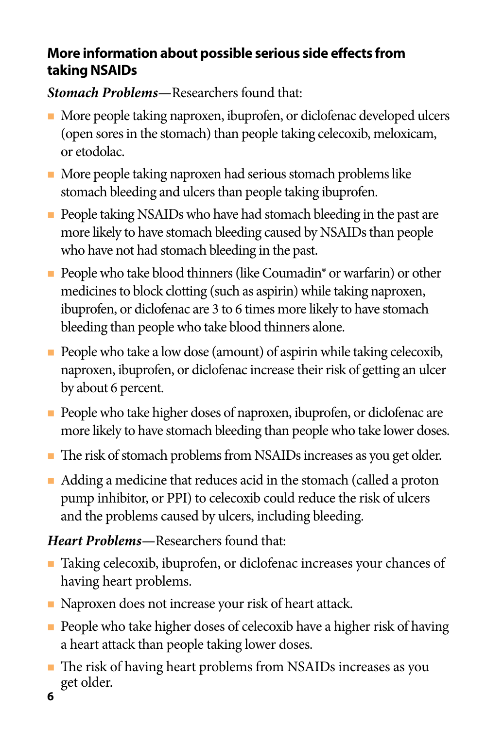## More information about possible serious side effects from taking NSAIDs

***Stomach Problems***—Researchers found that:

- More people taking naproxen, ibuprofen, or diclofenac developed ulcers (open sores in the stomach) than people taking celecoxib, meloxicam, or etodolac.
- More people taking naproxen had serious stomach problems like stomach bleeding and ulcers than people taking ibuprofen.
- People taking NSAIDs who have had stomach bleeding in the past are more likely to have stomach bleeding caused by NSAIDs than people who have not had stomach bleeding in the past.
- People who take blood thinners (like Coumadin® or warfarin) or other medicines to block clotting (such as aspirin) while taking naproxen, ibuprofen, or diclofenac are 3 to 6 times more likely to have stomach bleeding than people who take blood thinners alone.
- People who take a low dose (amount) of aspirin while taking celecoxib, naproxen, ibuprofen, or diclofenac increase their risk of getting an ulcer by about 6 percent.
- People who take higher doses of naproxen, ibuprofen, or diclofenac are more likely to have stomach bleeding than people who take lower doses.
- The risk of stomach problems from NSAIDs increases as you get older.
- Adding a medicine that reduces acid in the stomach (called a proton pump inhibitor, or PPI) to celecoxib could reduce the risk of ulcers and the problems caused by ulcers, including bleeding.

***Heart Problems***—Researchers found that:

- Taking celecoxib, ibuprofen, or diclofenac increases your chances of having heart problems.
- Naproxen does not increase your risk of heart attack.
- People who take higher doses of celecoxib have a higher risk of having a heart attack than people taking lower doses.
- The risk of having heart problems from NSAIDs increases as you get older.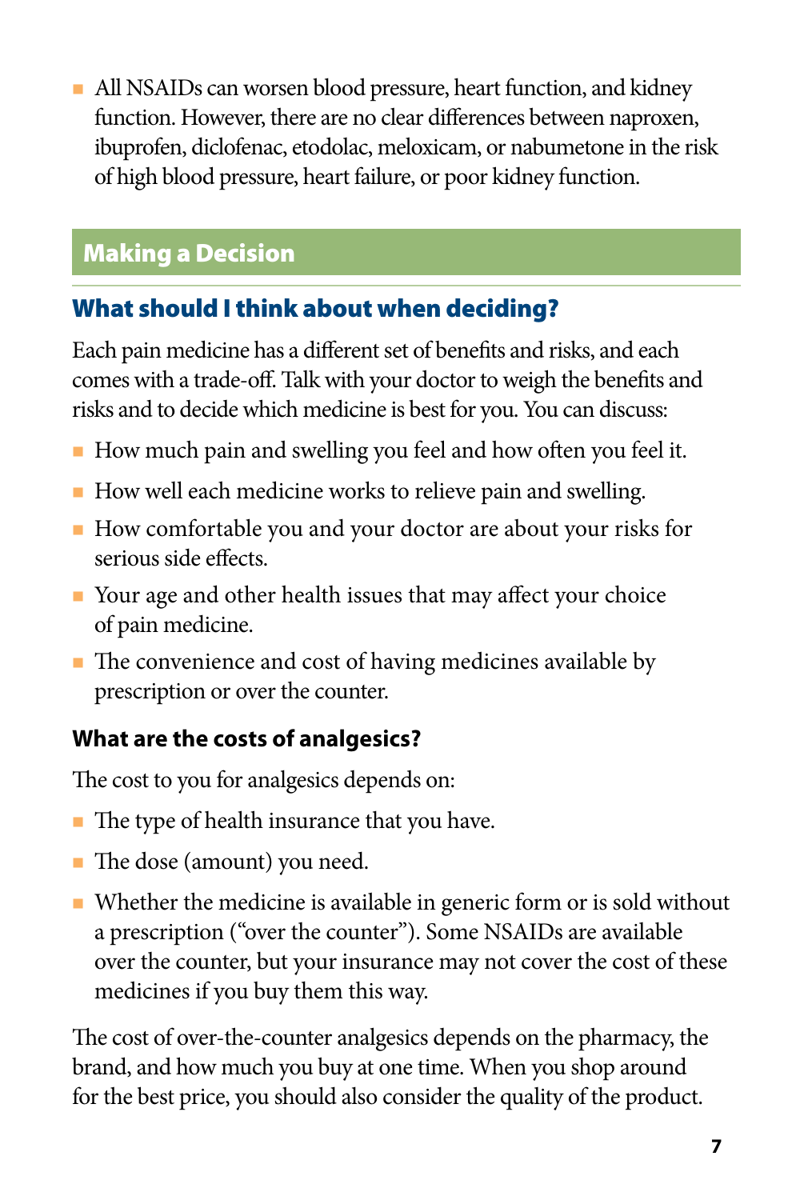- All NSAIDs can worsen blood pressure, heart function, and kidney function. However, there are no clear differences between naproxen, ibuprofen, diclofenac, etodolac, meloxicam, or nabumetone in the risk of high blood pressure, heart failure, or poor kidney function.

## Making a Decision

### What should I think about when deciding?

Each pain medicine has a different set of benefits and risks, and each comes with a trade-off. Talk with your doctor to weigh the benefits and risks and to decide which medicine is best for you. You can discuss:

- How much pain and swelling you feel and how often you feel it.
- How well each medicine works to relieve pain and swelling.
- How comfortable you and your doctor are about your risks for serious side effects.
- Your age and other health issues that may affect your choice of pain medicine.
- The convenience and cost of having medicines available by prescription or over the counter.

#### What are the costs of analgesics?

The cost to you for analgesics depends on:

- The type of health insurance that you have.
- The dose (amount) you need.
- Whether the medicine is available in generic form or is sold without a prescription ("over the counter"). Some NSAIDs are available over the counter, but your insurance may not cover the cost of these medicines if you buy them this way.

The cost of over-the-counter analgesics depends on the pharmacy, the brand, and how much you buy at one time. When you shop around for the best price, you should also consider the quality of the product.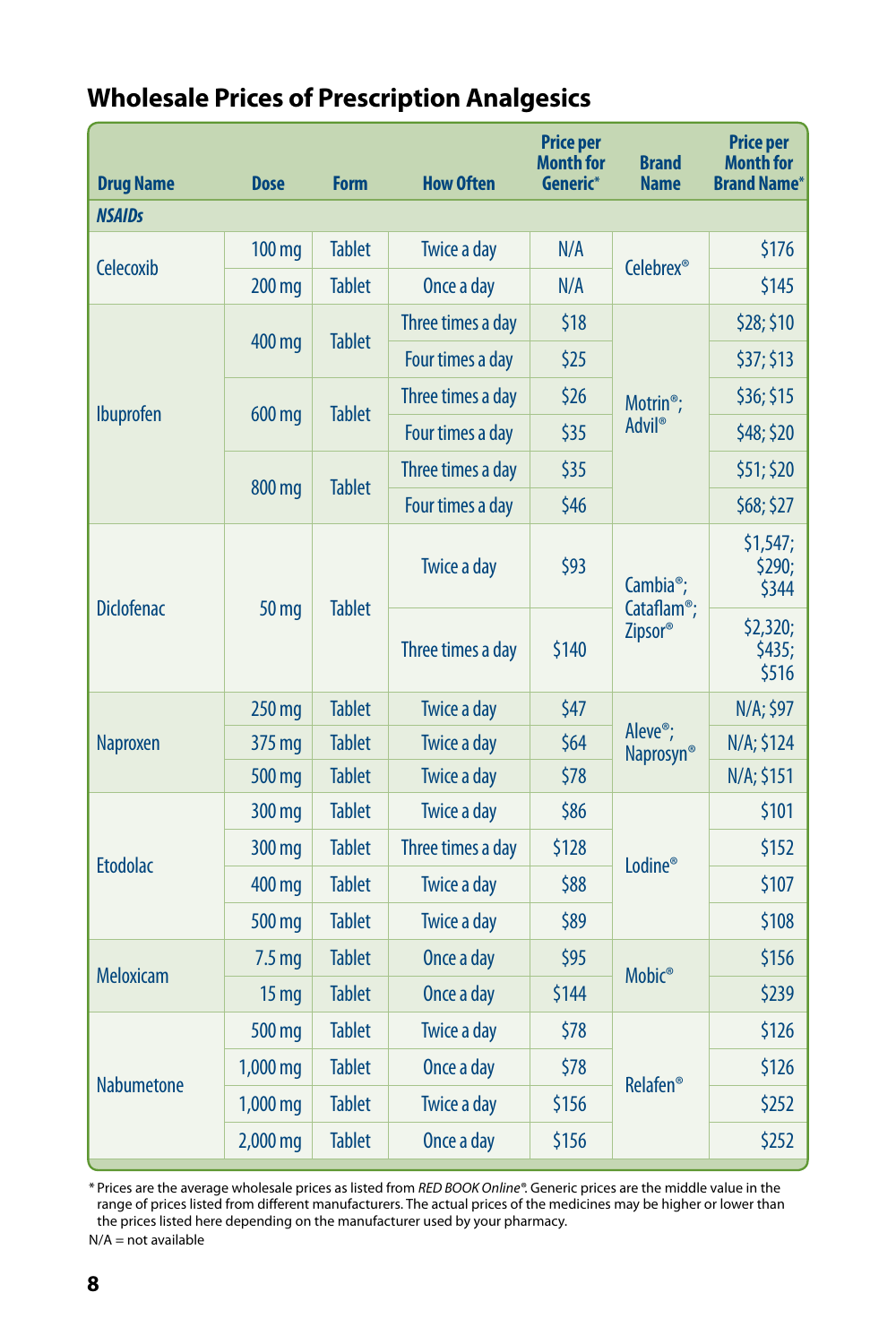## Wholesale Prices of Prescription Analgesics

| Drug Name | Dose | Form | How Often | Price per Month for Generic* | Brand Name | Price per Month for Brand Name* |
|---|---|---|---|---|---|---|
| ***NSAIDs*** | | | | | | |
| Celecoxib | 100 mg | Tablet | Twice a day | N/A | Celebrex® | $176 |
| | 200 mg | Tablet | Once a day | N/A | | $145 |
| Ibuprofen | 400 mg | Tablet | Three times a day | $18 | Motrin®; Advil® | $28; $10 |
| | | | Four times a day | $25 | | $37; $13 |
| | 600 mg | Tablet | Three times a day | $26 | | $36; $15 |
| | | | Four times a day | $35 | | $48; $20 |
| | 800 mg | Tablet | Three times a day | $35 | | $51; $20 |
| | | | Four times a day | $46 | | $68; $27 |
| Diclofenac | 50 mg | Tablet | Twice a day | $93 | Cambia®; Cataflam®; Zipsor® | $1,547; $290; $344 |
| | | | Three times a day | $140 | | $2,320; $435; $516 |
| Naproxen | 250 mg | Tablet | Twice a day | $47 | Aleve®; Naprosyn® | N/A; $97 |
| | 375 mg | Tablet | Twice a day | $64 | | N/A; $124 |
| | 500 mg | Tablet | Twice a day | $78 | | N/A; $151 |
| Etodolac | 300 mg | Tablet | Twice a day | $86 | Lodine® | $101 |
| | 300 mg | Tablet | Three times a day | $128 | | $152 |
| | 400 mg | Tablet | Twice a day | $88 | | $107 |
| | 500 mg | Tablet | Twice a day | $89 | | $108 |
| Meloxicam | 7.5 mg | Tablet | Once a day | $95 | Mobic® | $156 |
| | 15 mg | Tablet | Once a day | $144 | | $239 |
| Nabumetone | 500 mg | Tablet | Twice a day | $78 | Relafen® | $126 |
| | 1,000 mg | Tablet | Once a day | $78 | | $126 |
| | 1,000 mg | Tablet | Twice a day | $156 | | $252 |
| | 2,000 mg | Tablet | Once a day | $156 | | $252 |

\* Prices are the average wholesale prices as listed from *RED BOOK Online*®. Generic prices are the middle value in the range of prices listed from different manufacturers. The actual prices of the medicines may be higher or lower than the prices listed here depending on the manufacturer used by your pharmacy.

N/A = not available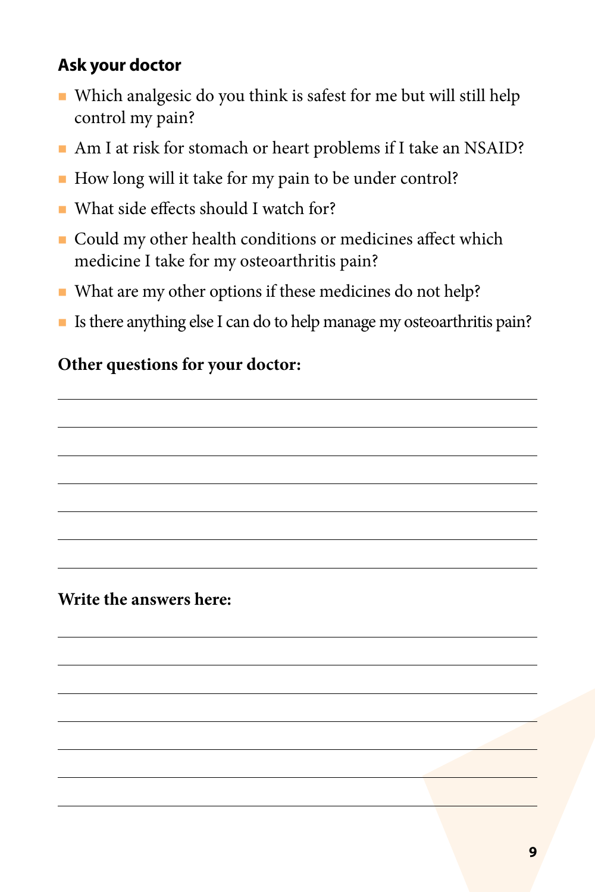## Ask your doctor

- Which analgesic do you think is safest for me but will still help control my pain?
- Am I at risk for stomach or heart problems if I take an NSAID?
- How long will it take for my pain to be under control?
- What side effects should I watch for?
- Could my other health conditions or medicines affect which medicine I take for my osteoarthritis pain?
- What are my other options if these medicines do not help?
- Is there anything else I can do to help manage my osteoarthritis pain?

**Other questions for your doctor:**

**Write the answers here:**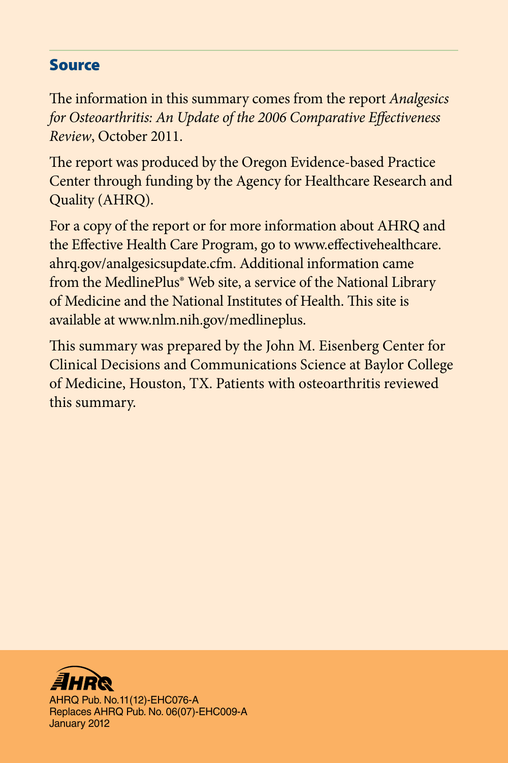## Source

The information in this summary comes from the report *Analgesics for Osteoarthritis: An Update of the 2006 Comparative Effectiveness Review*, October 2011.

The report was produced by the Oregon Evidence-based Practice Center through funding by the Agency for Healthcare Research and Quality (AHRQ).

For a copy of the report or for more information about AHRQ and the Effective Health Care Program, go to www.effectivehealthcare.ahrq.gov/analgesicsupdate.cfm. Additional information came from the MedlinePlus® Web site, a service of the National Library of Medicine and the National Institutes of Health. This site is available at www.nlm.nih.gov/medlineplus.

This summary was prepared by the John M. Eisenberg Center for Clinical Decisions and Communications Science at Baylor College of Medicine, Houston, TX. Patients with osteoarthritis reviewed this summary.

AHRQ

AHRQ Pub. No.11(12)-EHC076-A
Replaces AHRQ Pub. No. 06(07)-EHC009-A
January 2012